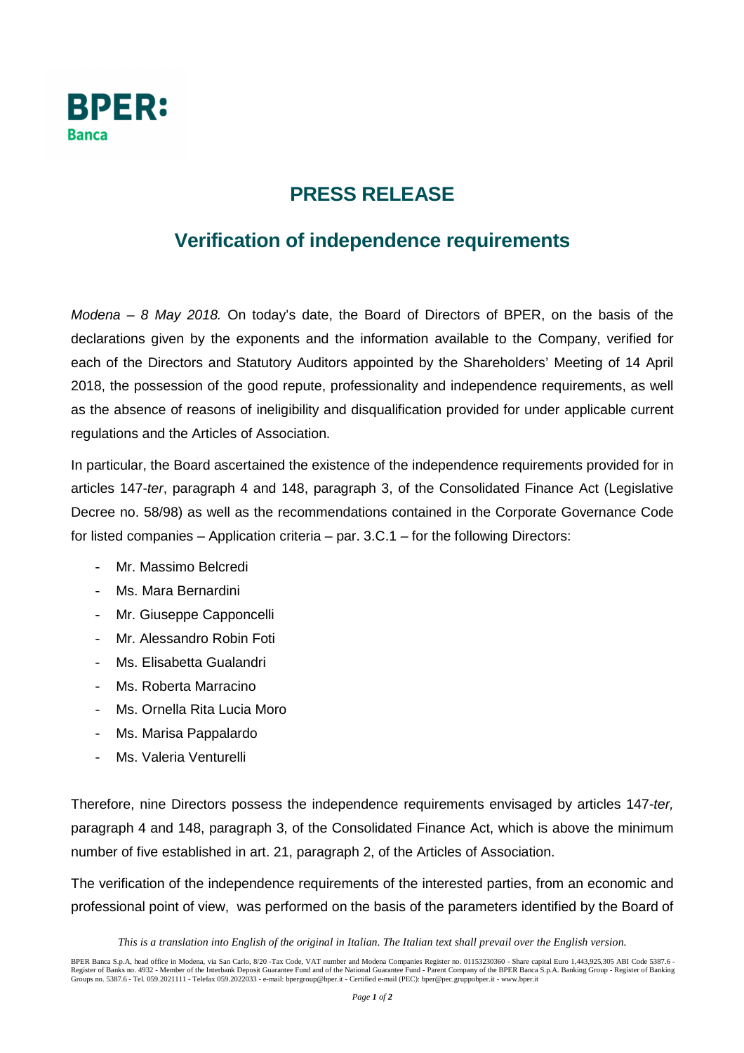**BPER:**
**Banca**

# PRESS RELEASE

## Verification of independence requirements

*Modena – 8 May 2018.* On today's date, the Board of Directors of BPER, on the basis of the declarations given by the exponents and the information available to the Company, verified for each of the Directors and Statutory Auditors appointed by the Shareholders' Meeting of 14 April 2018, the possession of the good repute, professionality and independence requirements, as well as the absence of reasons of ineligibility and disqualification provided for under applicable current regulations and the Articles of Association.

In particular, the Board ascertained the existence of the independence requirements provided for in articles 147-*ter*, paragraph 4 and 148, paragraph 3, of the Consolidated Finance Act (Legislative Decree no. 58/98) as well as the recommendations contained in the Corporate Governance Code for listed companies – Application criteria – par. 3.C.1 – for the following Directors:

- Mr. Massimo Belcredi
- Ms. Mara Bernardini
- Mr. Giuseppe Capponcelli
- Mr. Alessandro Robin Foti
- Ms. Elisabetta Gualandri
- Ms. Roberta Marracino
- Ms. Ornella Rita Lucia Moro
- Ms. Marisa Pappalardo
- Ms. Valeria Venturelli

Therefore, nine Directors possess the independence requirements envisaged by articles 147-*ter,* paragraph 4 and 148, paragraph 3, of the Consolidated Finance Act, which is above the minimum number of five established in art. 21, paragraph 2, of the Articles of Association.

The verification of the independence requirements of the interested parties, from an economic and professional point of view, was performed on the basis of the parameters identified by the Board of

*This is a translation into English of the original in Italian. The Italian text shall prevail over the English version.*

BPER Banca S.p.A, head office in Modena, via San Carlo, 8/20 -Tax Code, VAT number and Modena Companies Register no. 01153230360 - Share capital Euro 1,443,925,305 ABI Code 5387.6 - Register of Banks no. 4932 - Member of the Interbank Deposit Guarantee Fund and of the National Guarantee Fund - Parent Company of the BPER Banca S.p.A. Banking Group - Register of Banking Groups no. 5387.6 - Tel. 059.2021111 - Telefax 059.2022033 - e-mail: bpergroup@bper.it - Certified e-mail (PEC): bper@pec.gruppobper.it - www.bper.it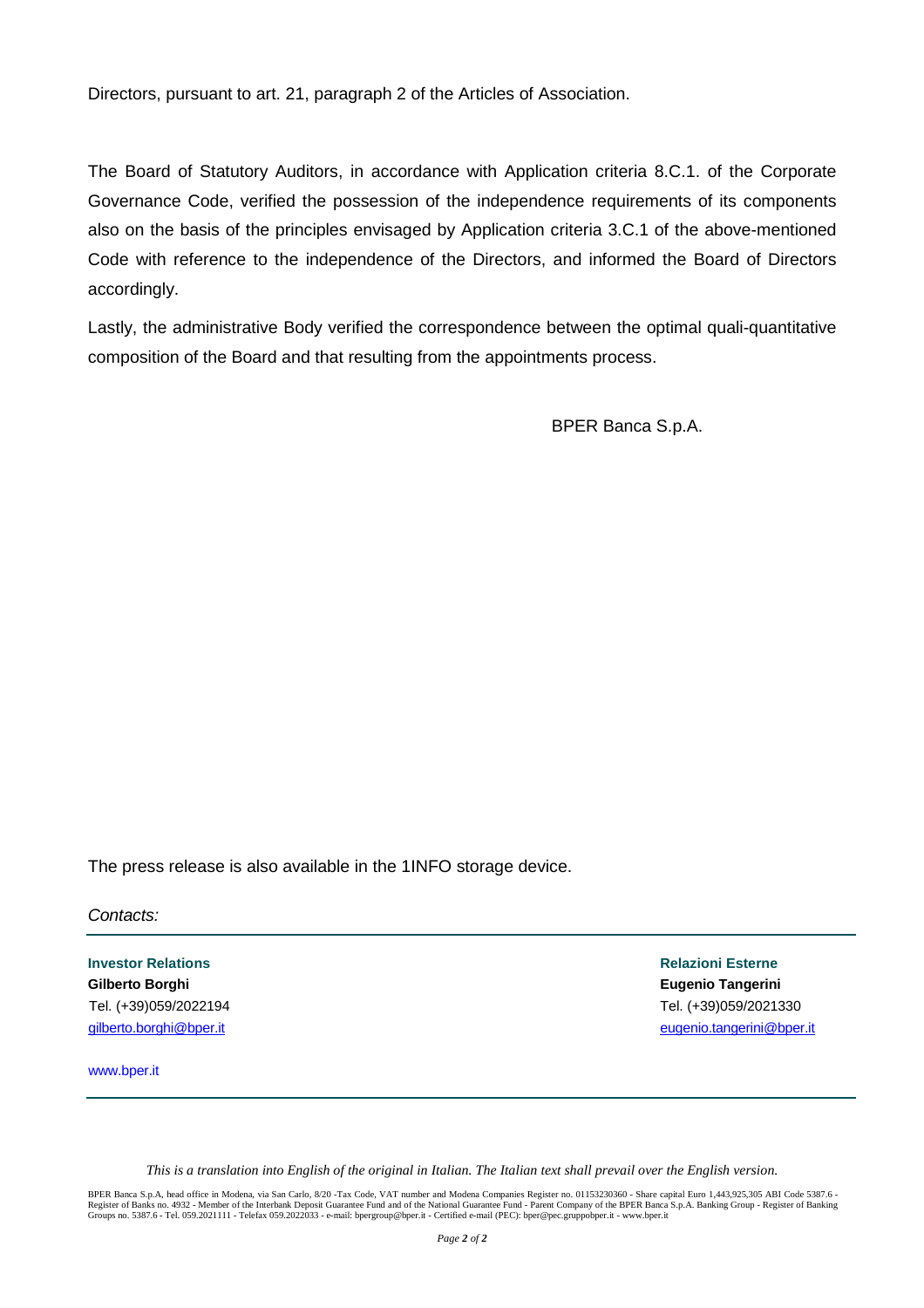Directors, pursuant to art. 21, paragraph 2 of the Articles of Association.

The Board of Statutory Auditors, in accordance with Application criteria 8.C.1. of the Corporate Governance Code, verified the possession of the independence requirements of its components also on the basis of the principles envisaged by Application criteria 3.C.1 of the above-mentioned Code with reference to the independence of the Directors, and informed the Board of Directors accordingly.

Lastly, the administrative Body verified the correspondence between the optimal quali-quantitative composition of the Board and that resulting from the appointments process.

BPER Banca S.p.A.

The press release is also available in the 1INFO storage device.

*Contacts:*

**Investor Relations**
**Gilberto Borghi**
Tel. (+39)059/2022194
gilberto.borghi@bper.it

**Relazioni Esterne**
**Eugenio Tangerini**
Tel. (+39)059/2021330
eugenio.tangerini@bper.it

www.bper.it

*This is a translation into English of the original in Italian. The Italian text shall prevail over the English version.*

BPER Banca S.p.A, head office in Modena, via San Carlo, 8/20 -Tax Code, VAT number and Modena Companies Register no. 01153230360 - Share capital Euro 1,443,925,305 ABI Code 5387.6 - Register of Banks no. 4932 - Member of the Interbank Deposit Guarantee Fund and of the National Guarantee Fund - Parent Company of the BPER Banca S.p.A. Banking Group - Register of Banking Groups no. 5387.6 - Tel. 059.2021111 - Telefax 059.2022033 - e-mail: bpergroup@bper.it - Certified e-mail (PEC): bper@pec.gruppobper.it - www.bper.it